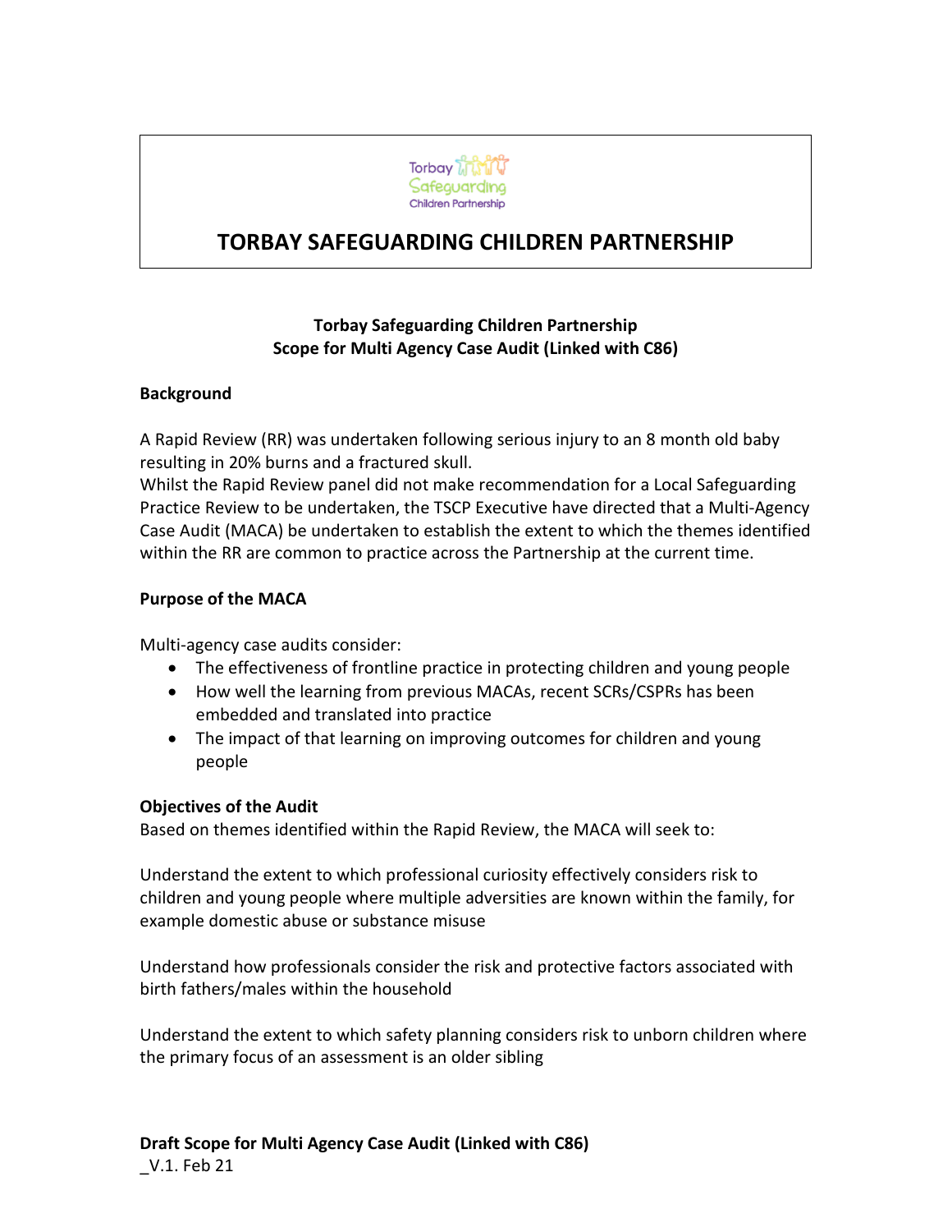# TORBAY SAFEGUARDING CHILDREN PARTNERSHIP

**Torbay Safeguarding Children Partnership**
**Scope for Multi Agency Case Audit (Linked with C86)**

## Background

A Rapid Review (RR) was undertaken following serious injury to an 8 month old baby resulting in 20% burns and a fractured skull.
Whilst the Rapid Review panel did not make recommendation for a Local Safeguarding Practice Review to be undertaken, the TSCP Executive have directed that a Multi-Agency Case Audit (MACA) be undertaken to establish the extent to which the themes identified within the RR are common to practice across the Partnership at the current time.

## Purpose of the MACA

Multi-agency case audits consider:

- The effectiveness of frontline practice in protecting children and young people
- How well the learning from previous MACAs, recent SCRs/CSPRs has been embedded and translated into practice
- The impact of that learning on improving outcomes for children and young people

## Objectives of the Audit

Based on themes identified within the Rapid Review, the MACA will seek to:

Understand the extent to which professional curiosity effectively considers risk to children and young people where multiple adversities are known within the family, for example domestic abuse or substance misuse

Understand how professionals consider the risk and protective factors associated with birth fathers/males within the household

Understand the extent to which safety planning considers risk to unborn children where the primary focus of an assessment is an older sibling

**Draft Scope for Multi Agency Case Audit (Linked with C86)**
_V.1. Feb 21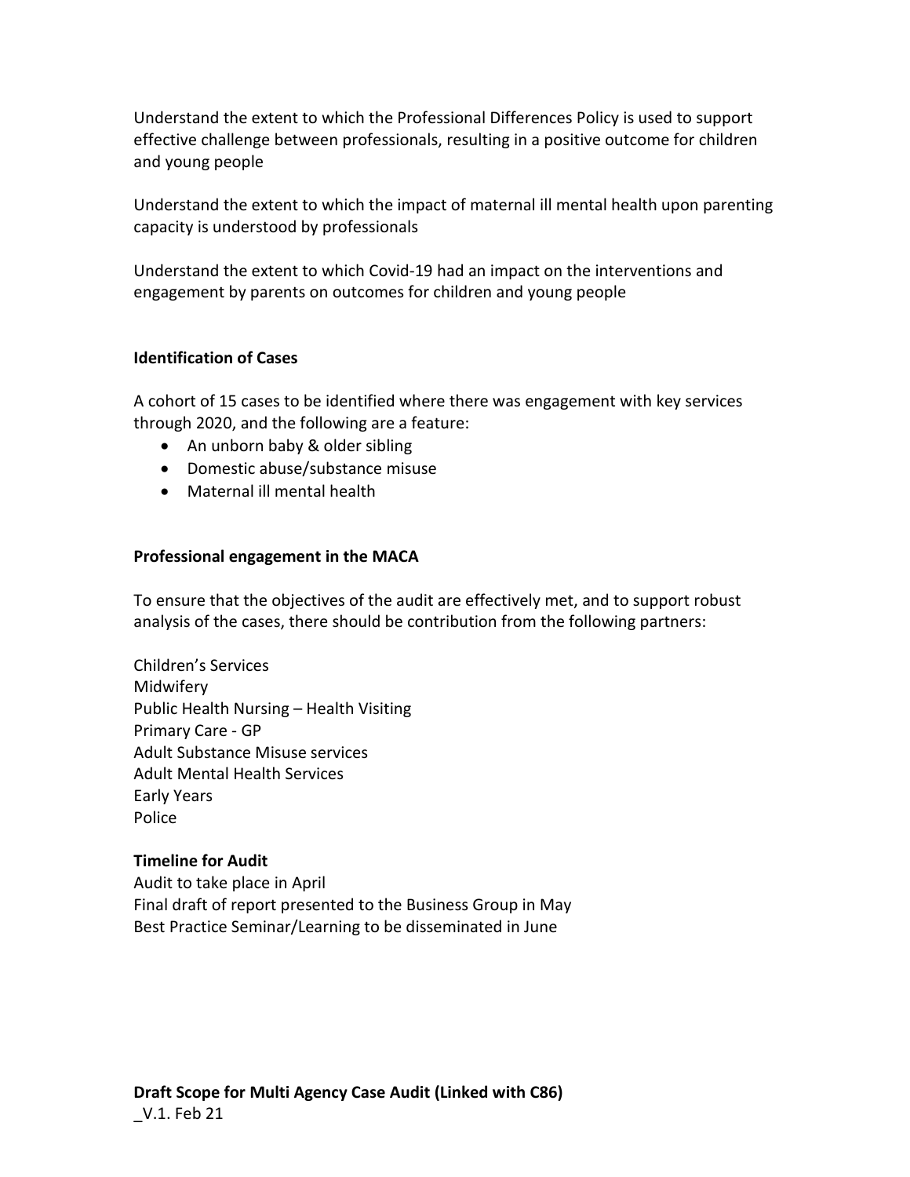Understand the extent to which the Professional Differences Policy is used to support effective challenge between professionals, resulting in a positive outcome for children and young people

Understand the extent to which the impact of maternal ill mental health upon parenting capacity is understood by professionals

Understand the extent to which Covid-19 had an impact on the interventions and engagement by parents on outcomes for children and young people

**Identification of Cases**

A cohort of 15 cases to be identified where there was engagement with key services through 2020, and the following are a feature:

- An unborn baby & older sibling
- Domestic abuse/substance misuse
- Maternal ill mental health

**Professional engagement in the MACA**

To ensure that the objectives of the audit are effectively met, and to support robust analysis of the cases, there should be contribution from the following partners:

Children's Services
Midwifery
Public Health Nursing – Health Visiting
Primary Care - GP
Adult Substance Misuse services
Adult Mental Health Services
Early Years
Police

**Timeline for Audit**

Audit to take place in April
Final draft of report presented to the Business Group in May
Best Practice Seminar/Learning to be disseminated in June